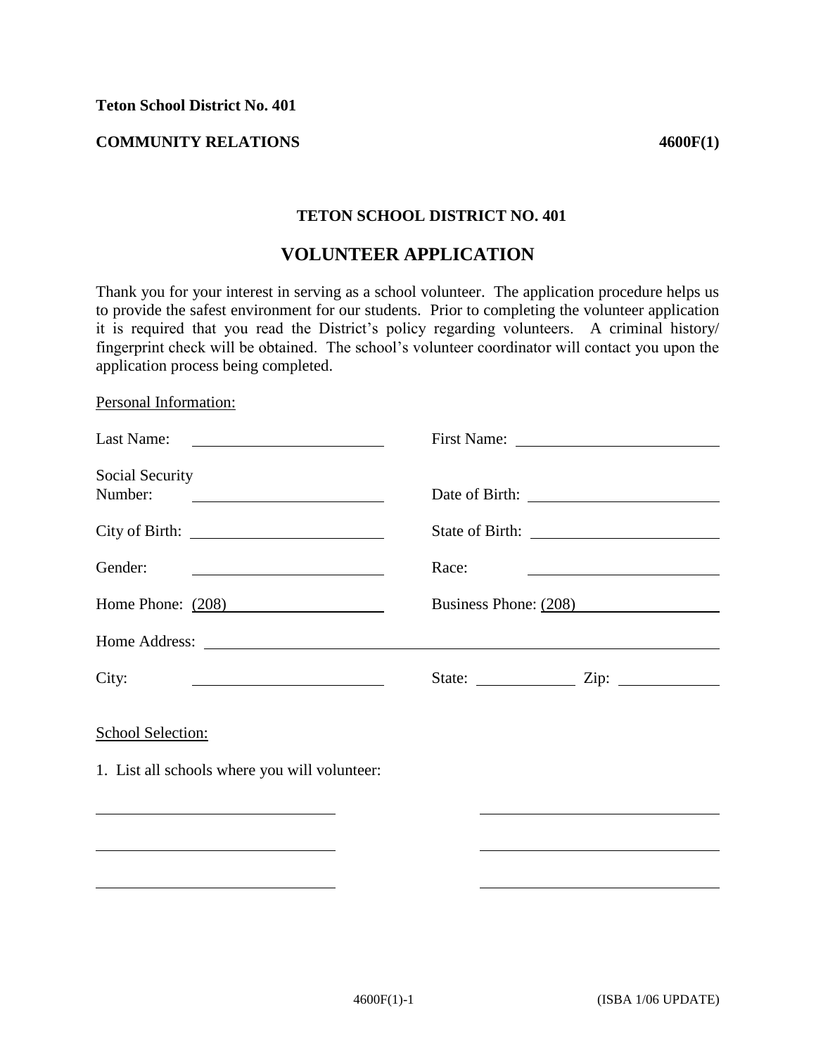**Teton School District No. 401**

**COMMUNITY RELATIONS** **4600F(1)**

## TETON SCHOOL DISTRICT NO. 401

# VOLUNTEER APPLICATION

Thank you for your interest in serving as a school volunteer. The application procedure helps us to provide the safest environment for our students. Prior to completing the volunteer application it is required that you read the District's policy regarding volunteers. A criminal history/ fingerprint check will be obtained. The school's volunteer coordinator will contact you upon the application process being completed.

Personal Information:

Last Name: ____________________ First Name: ____________________

Social Security Number: ____________________ Date of Birth: ____________________

City of Birth: ____________________ State of Birth: ____________________

Gender: ____________________ Race: ____________________

Home Phone: (208) ____________________ Business Phone: (208) ____________________

Home Address: ________________________________________________

City: ____________________ State: ____________ Zip: ____________

School Selection:

1. List all schools where you will volunteer:

____________________ ____________________

____________________ ____________________

____________________ ____________________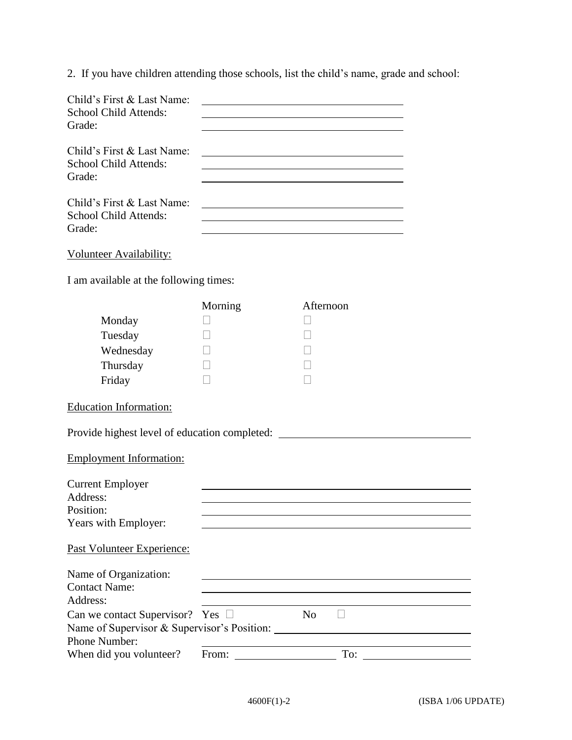2. If you have children attending those schools, list the child's name, grade and school:

Child's First & Last Name: \_\_\_\_\_\_\_\_\_\_\_\_\_\_\_\_\_\_\_\_\_\_\_\_\_\_\_\_\_\_
School Child Attends: \_\_\_\_\_\_\_\_\_\_\_\_\_\_\_\_\_\_\_\_\_\_\_\_\_\_\_\_\_\_
Grade: \_\_\_\_\_\_\_\_\_\_\_\_\_\_\_\_\_\_\_\_\_\_\_\_\_\_\_\_\_\_

Child's First & Last Name: \_\_\_\_\_\_\_\_\_\_\_\_\_\_\_\_\_\_\_\_\_\_\_\_\_\_\_\_\_\_
School Child Attends: \_\_\_\_\_\_\_\_\_\_\_\_\_\_\_\_\_\_\_\_\_\_\_\_\_\_\_\_\_\_
Grade: \_\_\_\_\_\_\_\_\_\_\_\_\_\_\_\_\_\_\_\_\_\_\_\_\_\_\_\_\_\_

Child's First & Last Name: \_\_\_\_\_\_\_\_\_\_\_\_\_\_\_\_\_\_\_\_\_\_\_\_\_\_\_\_\_\_
School Child Attends: \_\_\_\_\_\_\_\_\_\_\_\_\_\_\_\_\_\_\_\_\_\_\_\_\_\_\_\_\_\_
Grade: \_\_\_\_\_\_\_\_\_\_\_\_\_\_\_\_\_\_\_\_\_\_\_\_\_\_\_\_\_\_

<u>Volunteer Availability:</u>

I am available at the following times:

| | Morning | Afternoon |
|---|---|---|
| Monday | ☐ | ☐ |
| Tuesday | ☐ | ☐ |
| Wednesday | ☐ | ☐ |
| Thursday | ☐ | ☐ |
| Friday | ☐ | ☐ |

<u>Education Information:</u>

Provide highest level of education completed: \_\_\_\_\_\_\_\_\_\_\_\_\_\_\_\_\_\_\_\_\_\_\_\_\_\_\_\_\_\_

<u>Employment Information:</u>

Current Employer \_\_\_\_\_\_\_\_\_\_\_\_\_\_\_\_\_\_\_\_\_\_\_\_\_\_\_\_\_\_
Address: \_\_\_\_\_\_\_\_\_\_\_\_\_\_\_\_\_\_\_\_\_\_\_\_\_\_\_\_\_\_
Position: \_\_\_\_\_\_\_\_\_\_\_\_\_\_\_\_\_\_\_\_\_\_\_\_\_\_\_\_\_\_
Years with Employer: \_\_\_\_\_\_\_\_\_\_\_\_\_\_\_\_\_\_\_\_\_\_\_\_\_\_\_\_\_\_

<u>Past Volunteer Experience:</u>

Name of Organization: \_\_\_\_\_\_\_\_\_\_\_\_\_\_\_\_\_\_\_\_\_\_\_\_\_\_\_\_\_\_
Contact Name: \_\_\_\_\_\_\_\_\_\_\_\_\_\_\_\_\_\_\_\_\_\_\_\_\_\_\_\_\_\_
Address: \_\_\_\_\_\_\_\_\_\_\_\_\_\_\_\_\_\_\_\_\_\_\_\_\_\_\_\_\_\_
Can we contact Supervisor? Yes ☐ No ☐
Name of Supervisor & Supervisor's Position: \_\_\_\_\_\_\_\_\_\_\_\_\_\_\_\_\_\_\_\_\_\_\_\_\_\_\_\_\_\_
Phone Number: \_\_\_\_\_\_\_\_\_\_\_\_\_\_\_\_\_\_\_\_\_\_\_\_\_\_\_\_\_\_
When did you volunteer? From: \_\_\_\_\_\_\_\_\_\_\_\_\_\_\_ To: \_\_\_\_\_\_\_\_\_\_\_\_\_\_\_

4600F(1)-2 (ISBA 1/06 UPDATE)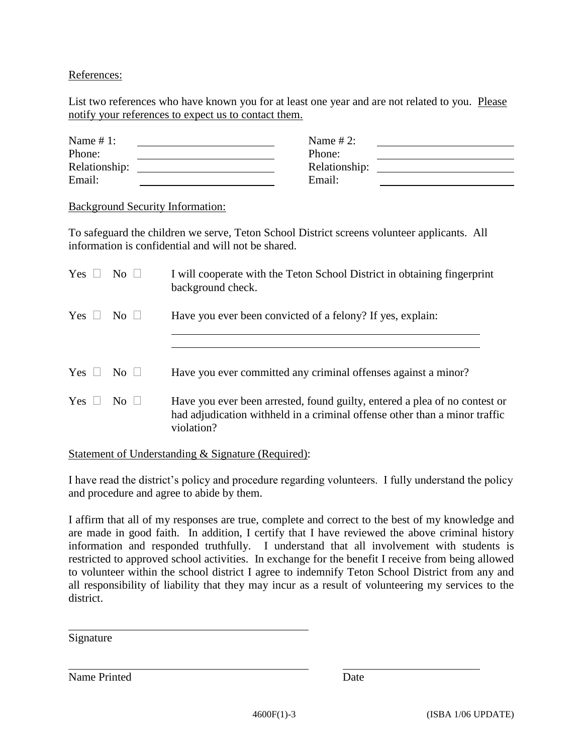References:

List two references who have known you for at least one year and are not related to you. Please notify your references to expect us to contact them.

| | |
|---|---|
| Name # 1: ______________________ | Name # 2: ______________________ |
| Phone: ______________________ | Phone: ______________________ |
| Relationship: ______________________ | Relationship: ______________________ |
| Email: ______________________ | Email: ______________________ |

Background Security Information:

To safeguard the children we serve, Teton School District screens volunteer applicants. All information is confidential and will not be shared.

Yes ☐ No ☐ I will cooperate with the Teton School District in obtaining fingerprint background check.

Yes ☐ No ☐ Have you ever been convicted of a felony? If yes, explain:

______________________________________________________

______________________________________________________

Yes ☐ No ☐ Have you ever committed any criminal offenses against a minor?

Yes ☐ No ☐ Have you ever been arrested, found guilty, entered a plea of no contest or had adjudication withheld in a criminal offense other than a minor traffic violation?

Statement of Understanding & Signature (Required):

I have read the district's policy and procedure regarding volunteers. I fully understand the policy and procedure and agree to abide by them.

I affirm that all of my responses are true, complete and correct to the best of my knowledge and are made in good faith. In addition, I certify that I have reviewed the above criminal history information and responded truthfully. I understand that all involvement with students is restricted to approved school activities. In exchange for the benefit I receive from being allowed to volunteer within the school district I agree to indemnify Teton School District from any and all responsibility of liability that they may incur as a result of volunteering my services to the district.

______________________________________
Signature

______________________________________ ______________________
Name Printed Date

4600F(1)-3 (ISBA 1/06 UPDATE)